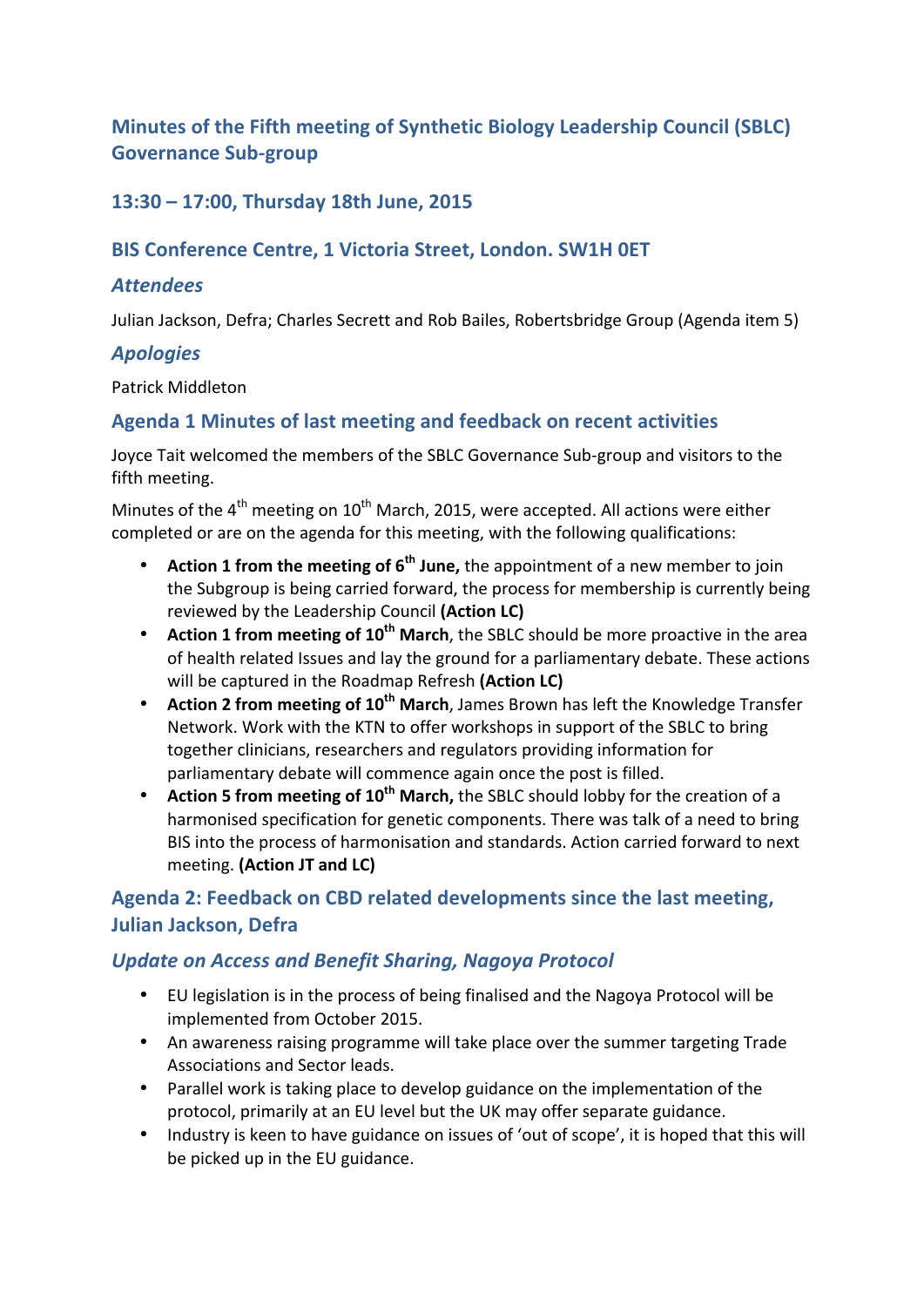# Minutes of the Fifth meeting of Synthetic Biology Leadership Council (SBLC) Governance Sub-group

## 13:30 – 17:00, Thursday 18th June, 2015

## BIS Conference Centre, 1 Victoria Street, London. SW1H 0ET

### *Attendees*

Julian Jackson, Defra; Charles Secrett and Rob Bailes, Robertsbridge Group (Agenda item 5)

### *Apologies*

Patrick Middleton

## Agenda 1 Minutes of last meeting and feedback on recent activities

Joyce Tait welcomed the members of the SBLC Governance Sub-group and visitors to the fifth meeting.

Minutes of the 4th meeting on 10th March, 2015, were accepted. All actions were either completed or are on the agenda for this meeting, with the following qualifications:

- **Action 1 from the meeting of 6th June,** the appointment of a new member to join the Subgroup is being carried forward, the process for membership is currently being reviewed by the Leadership Council **(Action LC)**
- **Action 1 from meeting of 10th March**, the SBLC should be more proactive in the area of health related Issues and lay the ground for a parliamentary debate. These actions will be captured in the Roadmap Refresh **(Action LC)**
- **Action 2 from meeting of 10th March**, James Brown has left the Knowledge Transfer Network. Work with the KTN to offer workshops in support of the SBLC to bring together clinicians, researchers and regulators providing information for parliamentary debate will commence again once the post is filled.
- **Action 5 from meeting of 10th March,** the SBLC should lobby for the creation of a harmonised specification for genetic components. There was talk of a need to bring BIS into the process of harmonisation and standards. Action carried forward to next meeting. **(Action JT and LC)**

## Agenda 2: Feedback on CBD related developments since the last meeting, Julian Jackson, Defra

### *Update on Access and Benefit Sharing, Nagoya Protocol*

- EU legislation is in the process of being finalised and the Nagoya Protocol will be implemented from October 2015.
- An awareness raising programme will take place over the summer targeting Trade Associations and Sector leads.
- Parallel work is taking place to develop guidance on the implementation of the protocol, primarily at an EU level but the UK may offer separate guidance.
- Industry is keen to have guidance on issues of 'out of scope', it is hoped that this will be picked up in the EU guidance.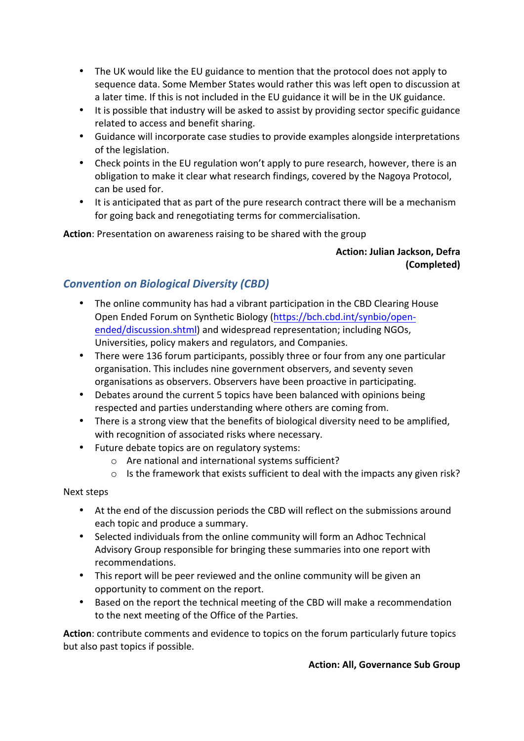- The UK would like the EU guidance to mention that the protocol does not apply to sequence data. Some Member States would rather this was left open to discussion at a later time. If this is not included in the EU guidance it will be in the UK guidance.
- It is possible that industry will be asked to assist by providing sector specific guidance related to access and benefit sharing.
- Guidance will incorporate case studies to provide examples alongside interpretations of the legislation.
- Check points in the EU regulation won't apply to pure research, however, there is an obligation to make it clear what research findings, covered by the Nagoya Protocol, can be used for.
- It is anticipated that as part of the pure research contract there will be a mechanism for going back and renegotiating terms for commercialisation.

**Action**: Presentation on awareness raising to be shared with the group

**Action: Julian Jackson, Defra (Completed)**

## *Convention on Biological Diversity (CBD)*

- The online community has had a vibrant participation in the CBD Clearing House Open Ended Forum on Synthetic Biology ([https://bch.cbd.int/synbio/open-ended/discussion.shtml](https://bch.cbd.int/synbio/open-ended/discussion.shtml)) and widespread representation; including NGOs, Universities, policy makers and regulators, and Companies.
- There were 136 forum participants, possibly three or four from any one particular organisation. This includes nine government observers, and seventy seven organisations as observers. Observers have been proactive in participating.
- Debates around the current 5 topics have been balanced with opinions being respected and parties understanding where others are coming from.
- There is a strong view that the benefits of biological diversity need to be amplified, with recognition of associated risks where necessary.
- Future debate topics are on regulatory systems:
  - Are national and international systems sufficient?
  - Is the framework that exists sufficient to deal with the impacts any given risk?

Next steps

- At the end of the discussion periods the CBD will reflect on the submissions around each topic and produce a summary.
- Selected individuals from the online community will form an Adhoc Technical Advisory Group responsible for bringing these summaries into one report with recommendations.
- This report will be peer reviewed and the online community will be given an opportunity to comment on the report.
- Based on the report the technical meeting of the CBD will make a recommendation to the next meeting of the Office of the Parties.

**Action**: contribute comments and evidence to topics on the forum particularly future topics but also past topics if possible.

**Action: All, Governance Sub Group**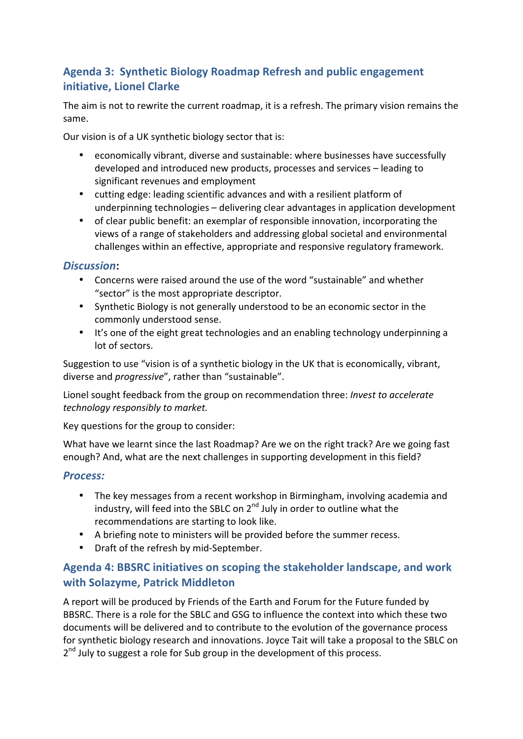## Agenda 3: Synthetic Biology Roadmap Refresh and public engagement initiative, Lionel Clarke

The aim is not to rewrite the current roadmap, it is a refresh. The primary vision remains the same.

Our vision is of a UK synthetic biology sector that is:

- economically vibrant, diverse and sustainable: where businesses have successfully developed and introduced new products, processes and services – leading to significant revenues and employment
- cutting edge: leading scientific advances and with a resilient platform of underpinning technologies – delivering clear advantages in application development
- of clear public benefit: an exemplar of responsible innovation, incorporating the views of a range of stakeholders and addressing global societal and environmental challenges within an effective, appropriate and responsive regulatory framework.

### *Discussion*:

- Concerns were raised around the use of the word "sustainable" and whether "sector" is the most appropriate descriptor.
- Synthetic Biology is not generally understood to be an economic sector in the commonly understood sense.
- It's one of the eight great technologies and an enabling technology underpinning a lot of sectors.

Suggestion to use "vision is of a synthetic biology in the UK that is economically, vibrant, diverse and *progressive*", rather than "sustainable".

Lionel sought feedback from the group on recommendation three: *Invest to accelerate technology responsibly to market.*

Key questions for the group to consider:

What have we learnt since the last Roadmap? Are we on the right track? Are we going fast enough? And, what are the next challenges in supporting development in this field?

### *Process:*

- The key messages from a recent workshop in Birmingham, involving academia and industry, will feed into the SBLC on 2nd July in order to outline what the recommendations are starting to look like.
- A briefing note to ministers will be provided before the summer recess.
- Draft of the refresh by mid-September.

## Agenda 4: BBSRC initiatives on scoping the stakeholder landscape, and work with Solazyme, Patrick Middleton

A report will be produced by Friends of the Earth and Forum for the Future funded by BBSRC. There is a role for the SBLC and GSG to influence the context into which these two documents will be delivered and to contribute to the evolution of the governance process for synthetic biology research and innovations. Joyce Tait will take a proposal to the SBLC on 2nd July to suggest a role for Sub group in the development of this process.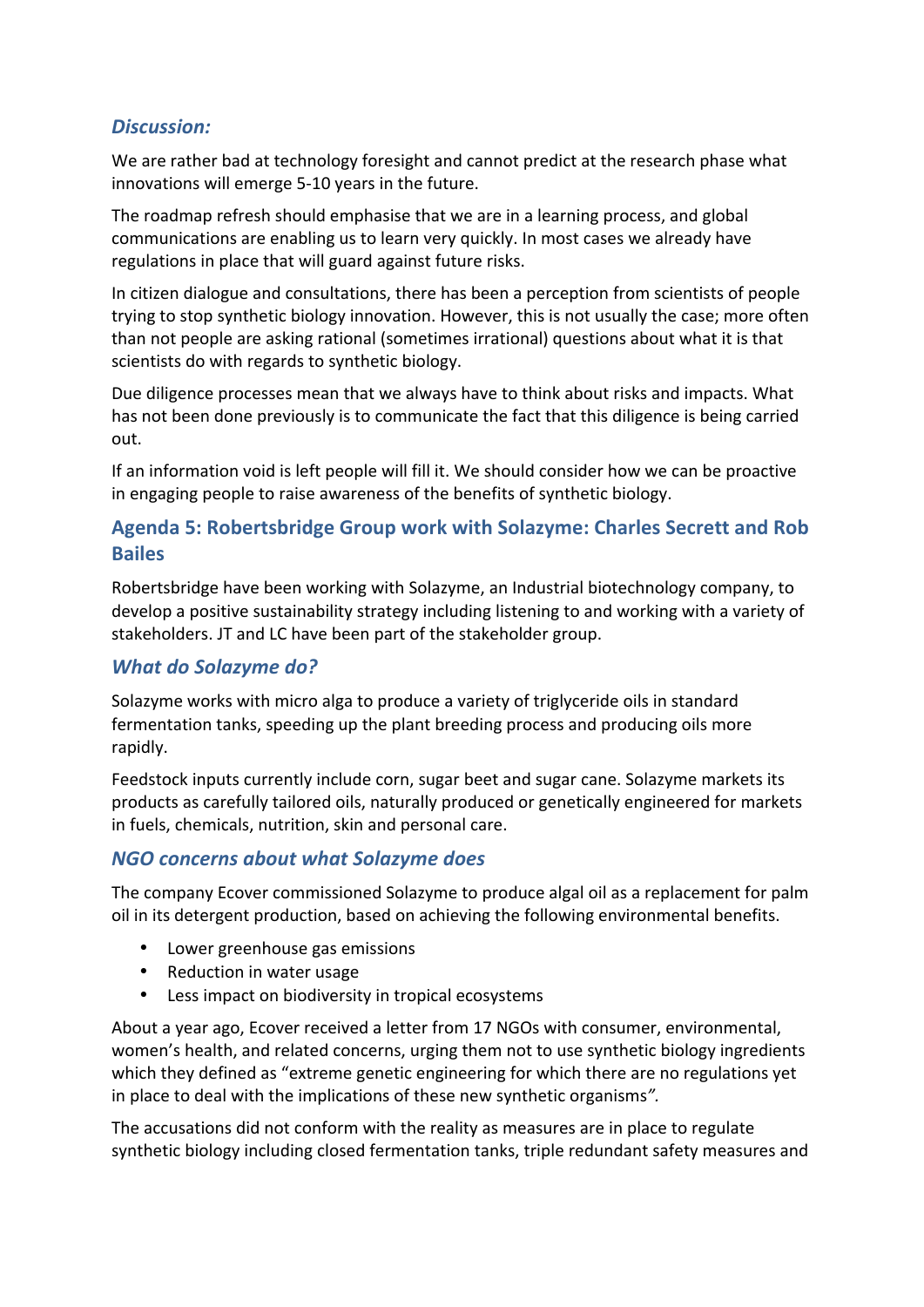### *Discussion:*

We are rather bad at technology foresight and cannot predict at the research phase what innovations will emerge 5-10 years in the future.

The roadmap refresh should emphasise that we are in a learning process, and global communications are enabling us to learn very quickly. In most cases we already have regulations in place that will guard against future risks.

In citizen dialogue and consultations, there has been a perception from scientists of people trying to stop synthetic biology innovation. However, this is not usually the case; more often than not people are asking rational (sometimes irrational) questions about what it is that scientists do with regards to synthetic biology.

Due diligence processes mean that we always have to think about risks and impacts. What has not been done previously is to communicate the fact that this diligence is being carried out.

If an information void is left people will fill it. We should consider how we can be proactive in engaging people to raise awareness of the benefits of synthetic biology.

## Agenda 5: Robertsbridge Group work with Solazyme: Charles Secrett and Rob Bailes

Robertsbridge have been working with Solazyme, an Industrial biotechnology company, to develop a positive sustainability strategy including listening to and working with a variety of stakeholders. JT and LC have been part of the stakeholder group.

### *What do Solazyme do?*

Solazyme works with micro alga to produce a variety of triglyceride oils in standard fermentation tanks, speeding up the plant breeding process and producing oils more rapidly.

Feedstock inputs currently include corn, sugar beet and sugar cane. Solazyme markets its products as carefully tailored oils, naturally produced or genetically engineered for markets in fuels, chemicals, nutrition, skin and personal care.

### *NGO concerns about what Solazyme does*

The company Ecover commissioned Solazyme to produce algal oil as a replacement for palm oil in its detergent production, based on achieving the following environmental benefits.

- Lower greenhouse gas emissions
- Reduction in water usage
- Less impact on biodiversity in tropical ecosystems

About a year ago, Ecover received a letter from 17 NGOs with consumer, environmental, women's health, and related concerns, urging them not to use synthetic biology ingredients which they defined as "extreme genetic engineering for which there are no regulations yet in place to deal with the implications of these new synthetic organisms".

The accusations did not conform with the reality as measures are in place to regulate synthetic biology including closed fermentation tanks, triple redundant safety measures and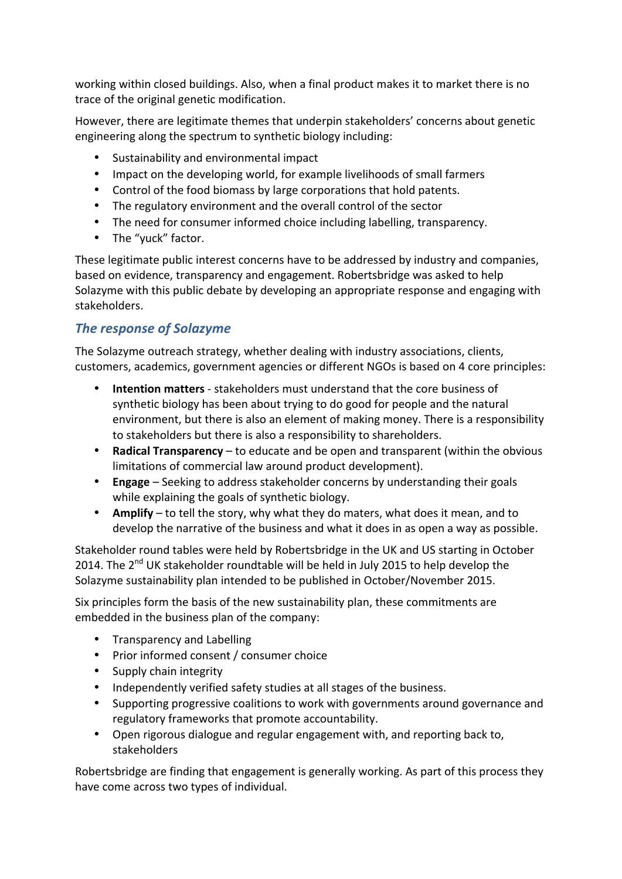working within closed buildings. Also, when a final product makes it to market there is no trace of the original genetic modification.

However, there are legitimate themes that underpin stakeholders' concerns about genetic engineering along the spectrum to synthetic biology including:

- Sustainability and environmental impact
- Impact on the developing world, for example livelihoods of small farmers
- Control of the food biomass by large corporations that hold patents.
- The regulatory environment and the overall control of the sector
- The need for consumer informed choice including labelling, transparency.
- The "yuck" factor.

These legitimate public interest concerns have to be addressed by industry and companies, based on evidence, transparency and engagement. Robertsbridge was asked to help Solazyme with this public debate by developing an appropriate response and engaging with stakeholders.

### *The response of Solazyme*

The Solazyme outreach strategy, whether dealing with industry associations, clients, customers, academics, government agencies or different NGOs is based on 4 core principles:

- **Intention matters** - stakeholders must understand that the core business of synthetic biology has been about trying to do good for people and the natural environment, but there is also an element of making money. There is a responsibility to stakeholders but there is also a responsibility to shareholders.
- **Radical Transparency** – to educate and be open and transparent (within the obvious limitations of commercial law around product development).
- **Engage** – Seeking to address stakeholder concerns by understanding their goals while explaining the goals of synthetic biology.
- **Amplify** – to tell the story, why what they do maters, what does it mean, and to develop the narrative of the business and what it does in as open a way as possible.

Stakeholder round tables were held by Robertsbridge in the UK and US starting in October 2014. The 2nd UK stakeholder roundtable will be held in July 2015 to help develop the Solazyme sustainability plan intended to be published in October/November 2015.

Six principles form the basis of the new sustainability plan, these commitments are embedded in the business plan of the company:

- Transparency and Labelling
- Prior informed consent / consumer choice
- Supply chain integrity
- Independently verified safety studies at all stages of the business.
- Supporting progressive coalitions to work with governments around governance and regulatory frameworks that promote accountability.
- Open rigorous dialogue and regular engagement with, and reporting back to, stakeholders

Robertsbridge are finding that engagement is generally working. As part of this process they have come across two types of individual.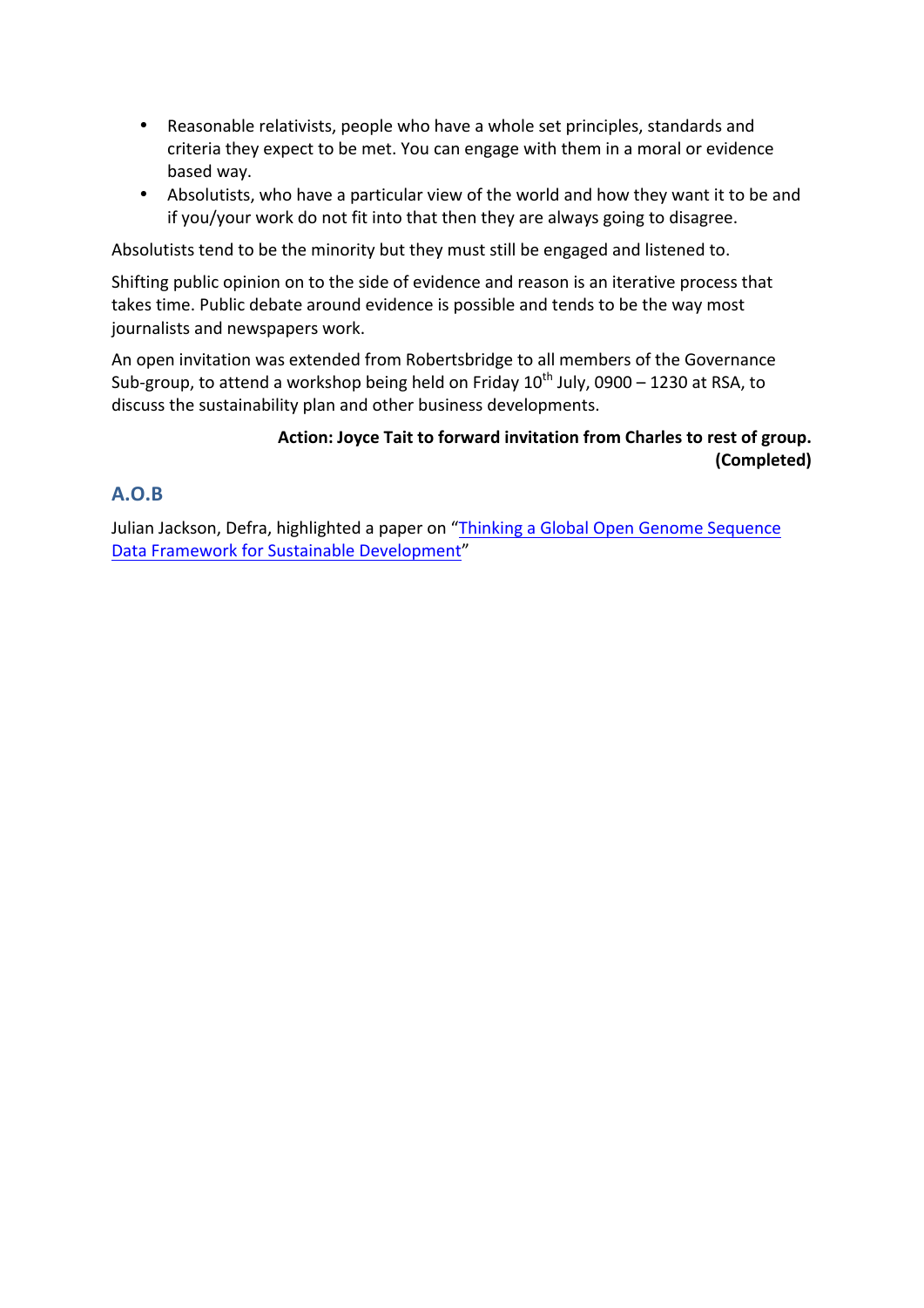- Reasonable relativists, people who have a whole set principles, standards and criteria they expect to be met. You can engage with them in a moral or evidence based way.
- Absolutists, who have a particular view of the world and how they want it to be and if you/your work do not fit into that then they are always going to disagree.

Absolutists tend to be the minority but they must still be engaged and listened to.

Shifting public opinion on to the side of evidence and reason is an iterative process that takes time. Public debate around evidence is possible and tends to be the way most journalists and newspapers work.

An open invitation was extended from Robertsbridge to all members of the Governance Sub-group, to attend a workshop being held on Friday 10th July, 0900 – 1230 at RSA, to discuss the sustainability plan and other business developments.

**Action: Joyce Tait to forward invitation from Charles to rest of group. (Completed)**

## A.O.B

Julian Jackson, Defra, highlighted a paper on "Thinking a Global Open Genome Sequence Data Framework for Sustainable Development"